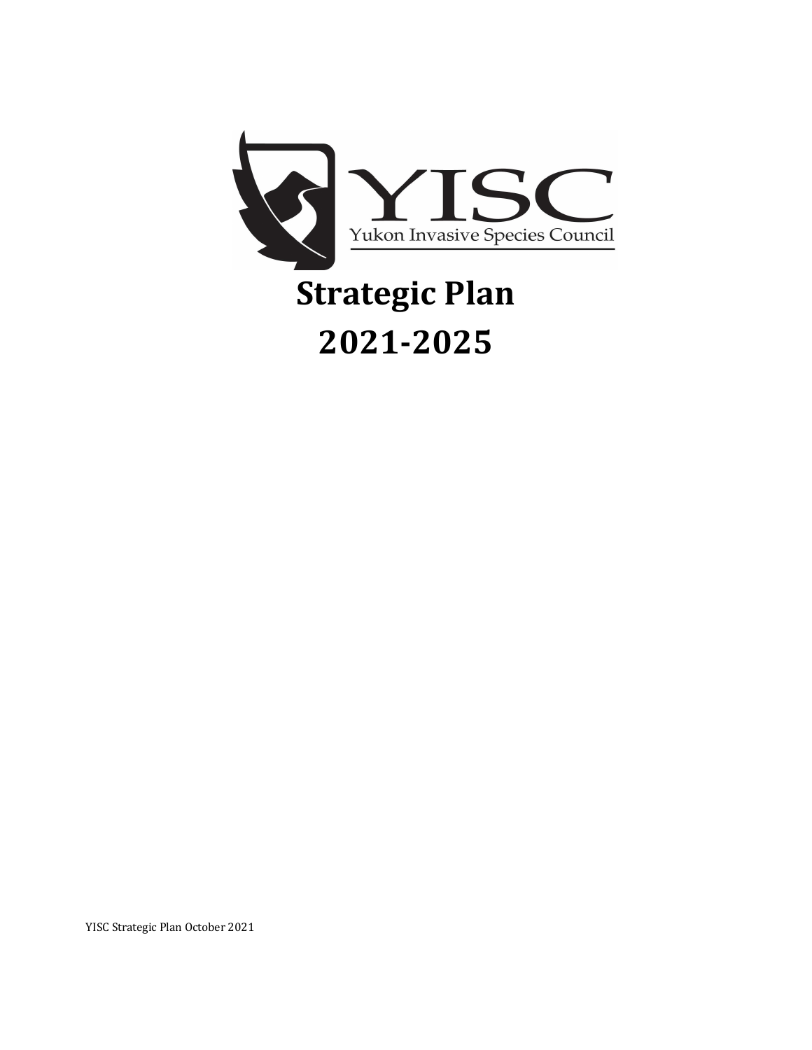YISC

Yukon Invasive Species Council

# Strategic Plan 2021-2025

YISC Strategic Plan October 2021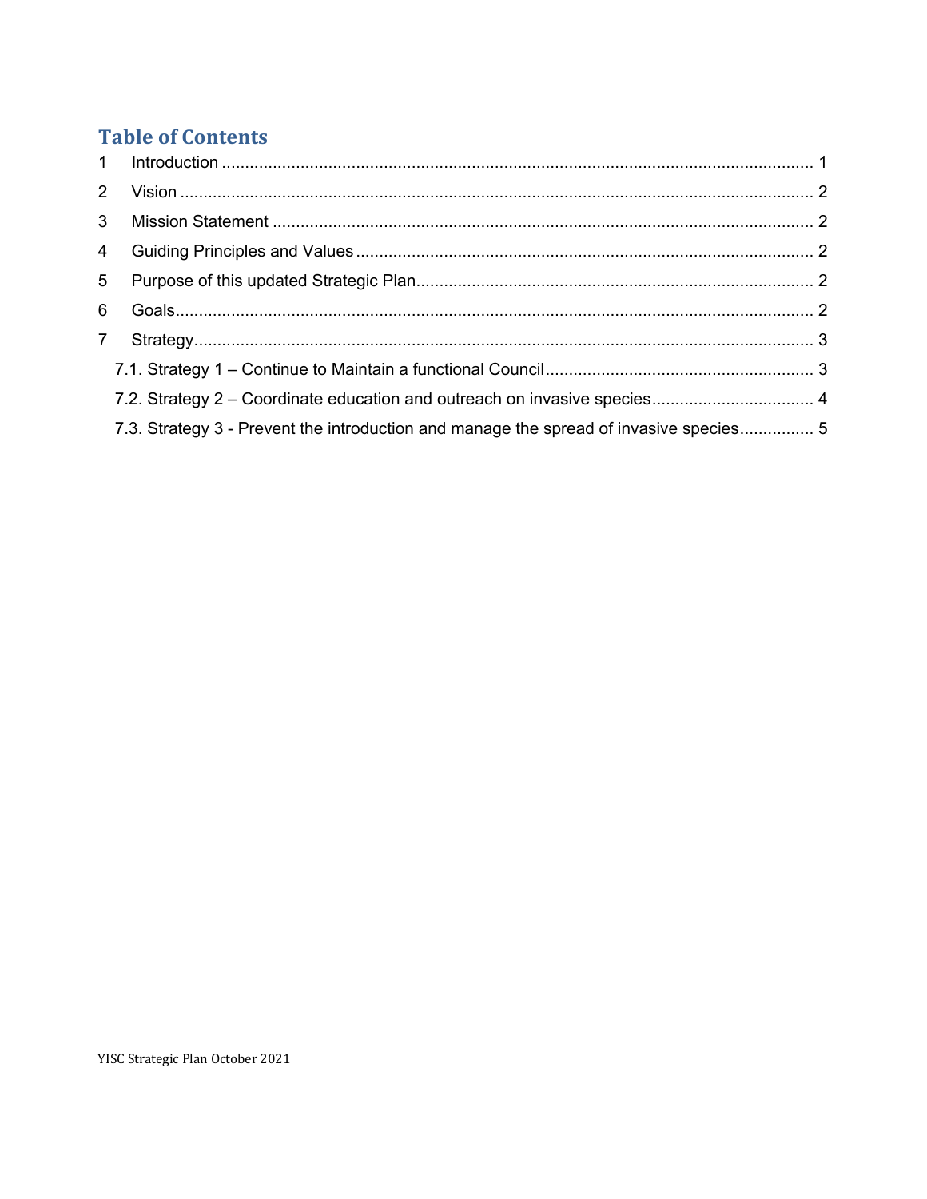## Table of Contents

1 Introduction ............................................................................................................................. 1

2 Vision ...................................................................................................................................... 2

3 Mission Statement .................................................................................................................. 2

4 Guiding Principles and Values ................................................................................................. 2

5 Purpose of this updated Strategic Plan.................................................................................... 2

6 Goals....................................................................................................................................... 2

7 Strategy.................................................................................................................................... 3

7.1. Strategy 1 – Continue to Maintain a functional Council......................................................... 3

7.2. Strategy 2 – Coordinate education and outreach on invasive species.................................. 4

7.3. Strategy 3 - Prevent the introduction and manage the spread of invasive species................ 5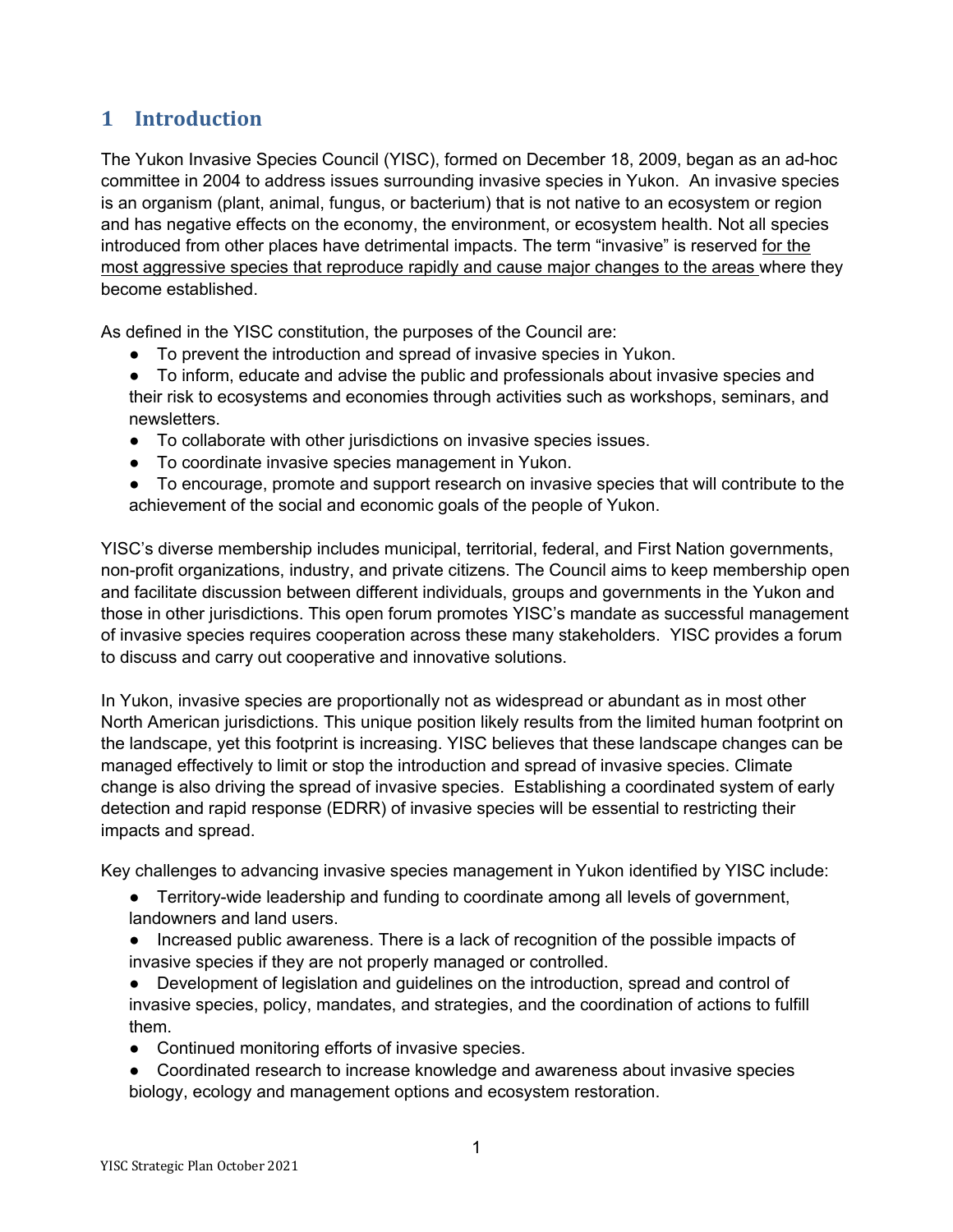# 1 Introduction

The Yukon Invasive Species Council (YISC), formed on December 18, 2009, began as an ad-hoc committee in 2004 to address issues surrounding invasive species in Yukon. An invasive species is an organism (plant, animal, fungus, or bacterium) that is not native to an ecosystem or region and has negative effects on the economy, the environment, or ecosystem health. Not all species introduced from other places have detrimental impacts. The term "invasive" is reserved <u>for the most aggressive species that reproduce rapidly and cause major changes to the areas</u> where they become established.

As defined in the YISC constitution, the purposes of the Council are:

- To prevent the introduction and spread of invasive species in Yukon.
- To inform, educate and advise the public and professionals about invasive species and their risk to ecosystems and economies through activities such as workshops, seminars, and newsletters.
- To collaborate with other jurisdictions on invasive species issues.
- To coordinate invasive species management in Yukon.
- To encourage, promote and support research on invasive species that will contribute to the achievement of the social and economic goals of the people of Yukon.

YISC's diverse membership includes municipal, territorial, federal, and First Nation governments, non-profit organizations, industry, and private citizens. The Council aims to keep membership open and facilitate discussion between different individuals, groups and governments in the Yukon and those in other jurisdictions. This open forum promotes YISC's mandate as successful management of invasive species requires cooperation across these many stakeholders. YISC provides a forum to discuss and carry out cooperative and innovative solutions.

In Yukon, invasive species are proportionally not as widespread or abundant as in most other North American jurisdictions. This unique position likely results from the limited human footprint on the landscape, yet this footprint is increasing. YISC believes that these landscape changes can be managed effectively to limit or stop the introduction and spread of invasive species. Climate change is also driving the spread of invasive species. Establishing a coordinated system of early detection and rapid response (EDRR) of invasive species will be essential to restricting their impacts and spread.

Key challenges to advancing invasive species management in Yukon identified by YISC include:

- Territory-wide leadership and funding to coordinate among all levels of government, landowners and land users.
- Increased public awareness. There is a lack of recognition of the possible impacts of invasive species if they are not properly managed or controlled.
- Development of legislation and guidelines on the introduction, spread and control of invasive species, policy, mandates, and strategies, and the coordination of actions to fulfill them.
- Continued monitoring efforts of invasive species.
- Coordinated research to increase knowledge and awareness about invasive species biology, ecology and management options and ecosystem restoration.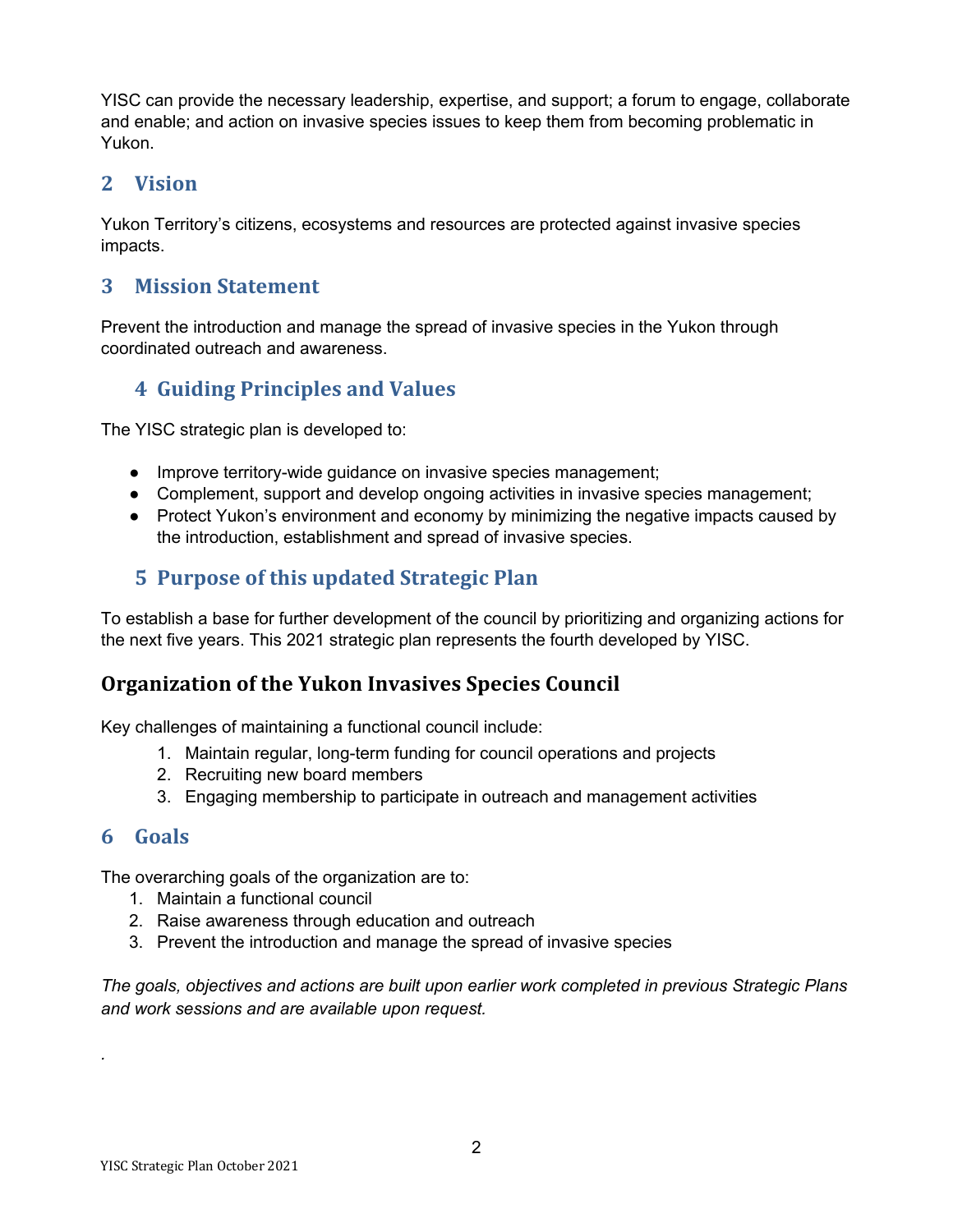YISC can provide the necessary leadership, expertise, and support; a forum to engage, collaborate and enable; and action on invasive species issues to keep them from becoming problematic in Yukon.

## 2 Vision

Yukon Territory's citizens, ecosystems and resources are protected against invasive species impacts.

## 3 Mission Statement

Prevent the introduction and manage the spread of invasive species in the Yukon through coordinated outreach and awareness.

## 4 Guiding Principles and Values

The YISC strategic plan is developed to:

- Improve territory-wide guidance on invasive species management;
- Complement, support and develop ongoing activities in invasive species management;
- Protect Yukon's environment and economy by minimizing the negative impacts caused by the introduction, establishment and spread of invasive species.

## 5 Purpose of this updated Strategic Plan

To establish a base for further development of the council by prioritizing and organizing actions for the next five years. This 2021 strategic plan represents the fourth developed by YISC.

## Organization of the Yukon Invasives Species Council

Key challenges of maintaining a functional council include:

1. Maintain regular, long-term funding for council operations and projects
2. Recruiting new board members
3. Engaging membership to participate in outreach and management activities

## 6 Goals

The overarching goals of the organization are to:

1. Maintain a functional council
2. Raise awareness through education and outreach
3. Prevent the introduction and manage the spread of invasive species

*The goals, objectives and actions are built upon earlier work completed in previous Strategic Plans and work sessions and are available upon request.*

.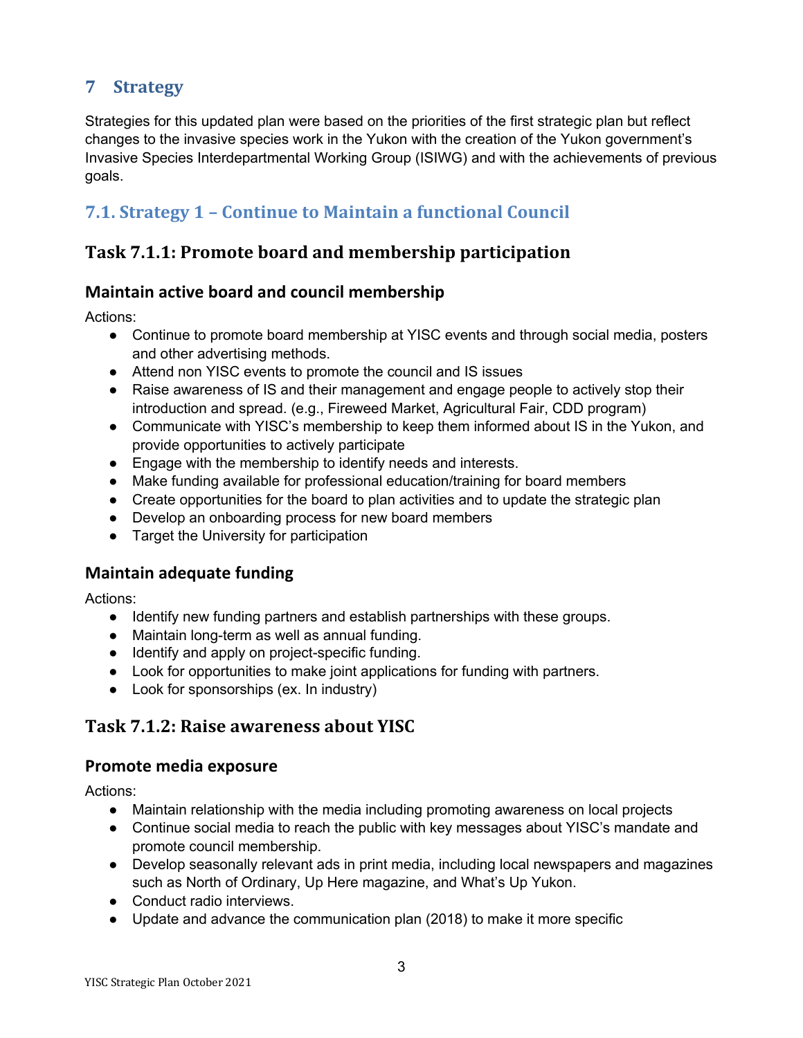# 7 Strategy

Strategies for this updated plan were based on the priorities of the first strategic plan but reflect changes to the invasive species work in the Yukon with the creation of the Yukon government's Invasive Species Interdepartmental Working Group (ISIWG) and with the achievements of previous goals.

## 7.1. Strategy 1 – Continue to Maintain a functional Council

### Task 7.1.1: Promote board and membership participation

#### Maintain active board and council membership

Actions:

- Continue to promote board membership at YISC events and through social media, posters and other advertising methods.
- Attend non YISC events to promote the council and IS issues
- Raise awareness of IS and their management and engage people to actively stop their introduction and spread. (e.g., Fireweed Market, Agricultural Fair, CDD program)
- Communicate with YISC's membership to keep them informed about IS in the Yukon, and provide opportunities to actively participate
- Engage with the membership to identify needs and interests.
- Make funding available for professional education/training for board members
- Create opportunities for the board to plan activities and to update the strategic plan
- Develop an onboarding process for new board members
- Target the University for participation

#### Maintain adequate funding

Actions:

- Identify new funding partners and establish partnerships with these groups.
- Maintain long-term as well as annual funding.
- Identify and apply on project-specific funding.
- Look for opportunities to make joint applications for funding with partners.
- Look for sponsorships (ex. In industry)

### Task 7.1.2: Raise awareness about YISC

#### Promote media exposure

Actions:

- Maintain relationship with the media including promoting awareness on local projects
- Continue social media to reach the public with key messages about YISC's mandate and promote council membership.
- Develop seasonally relevant ads in print media, including local newspapers and magazines such as North of Ordinary, Up Here magazine, and What's Up Yukon.
- Conduct radio interviews.
- Update and advance the communication plan (2018) to make it more specific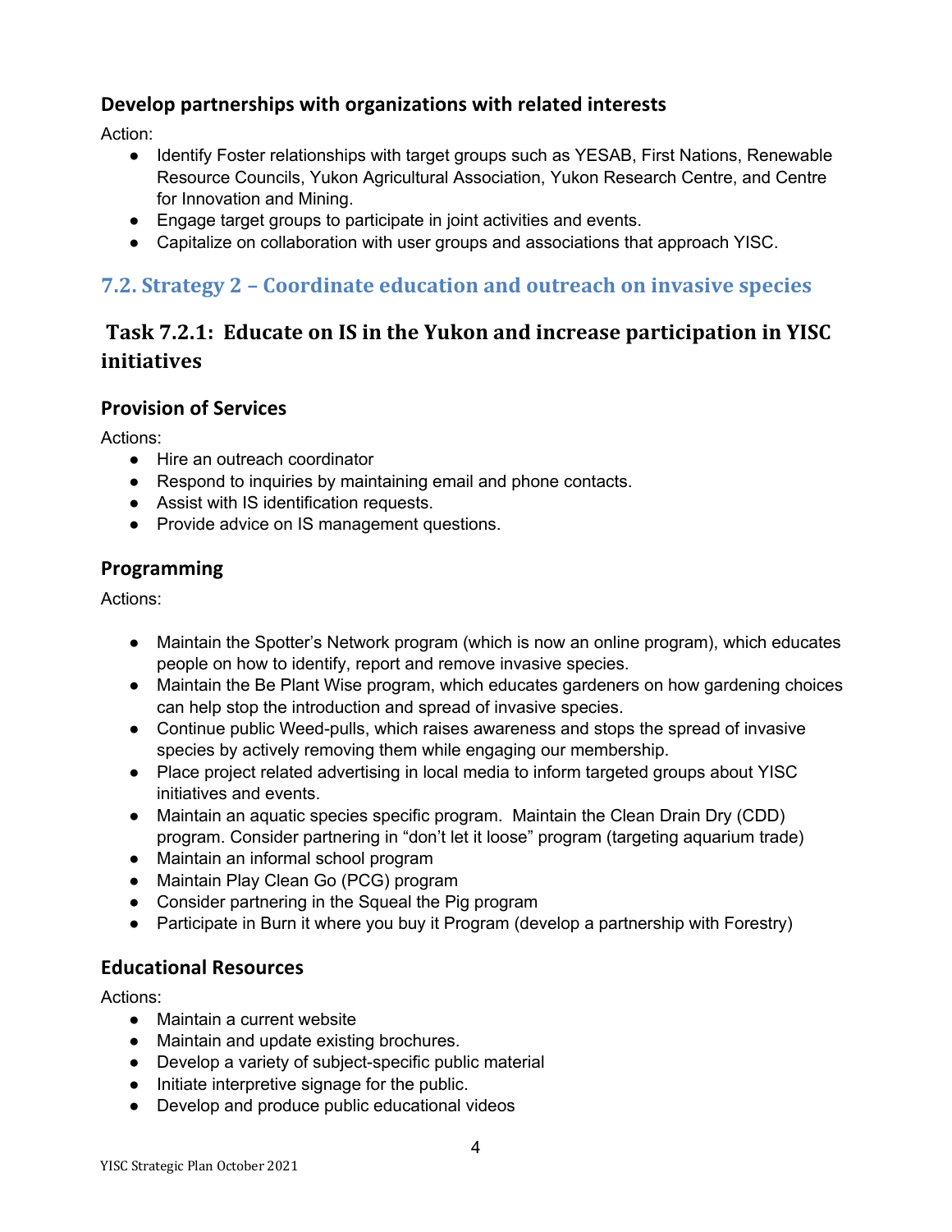### Develop partnerships with organizations with related interests

Action:

- Identify Foster relationships with target groups such as YESAB, First Nations, Renewable Resource Councils, Yukon Agricultural Association, Yukon Research Centre, and Centre for Innovation and Mining.
- Engage target groups to participate in joint activities and events.
- Capitalize on collaboration with user groups and associations that approach YISC.

## 7.2. Strategy 2 – Coordinate education and outreach on invasive species

## Task 7.2.1: Educate on IS in the Yukon and increase participation in YISC initiatives

### Provision of Services

Actions:

- Hire an outreach coordinator
- Respond to inquiries by maintaining email and phone contacts.
- Assist with IS identification requests.
- Provide advice on IS management questions.

### Programming

Actions:

- Maintain the Spotter's Network program (which is now an online program), which educates people on how to identify, report and remove invasive species.
- Maintain the Be Plant Wise program, which educates gardeners on how gardening choices can help stop the introduction and spread of invasive species.
- Continue public Weed-pulls, which raises awareness and stops the spread of invasive species by actively removing them while engaging our membership.
- Place project related advertising in local media to inform targeted groups about YISC initiatives and events.
- Maintain an aquatic species specific program. Maintain the Clean Drain Dry (CDD) program. Consider partnering in "don't let it loose" program (targeting aquarium trade)
- Maintain an informal school program
- Maintain Play Clean Go (PCG) program
- Consider partnering in the Squeal the Pig program
- Participate in Burn it where you buy it Program (develop a partnership with Forestry)

### Educational Resources

Actions:

- Maintain a current website
- Maintain and update existing brochures.
- Develop a variety of subject-specific public material
- Initiate interpretive signage for the public.
- Develop and produce public educational videos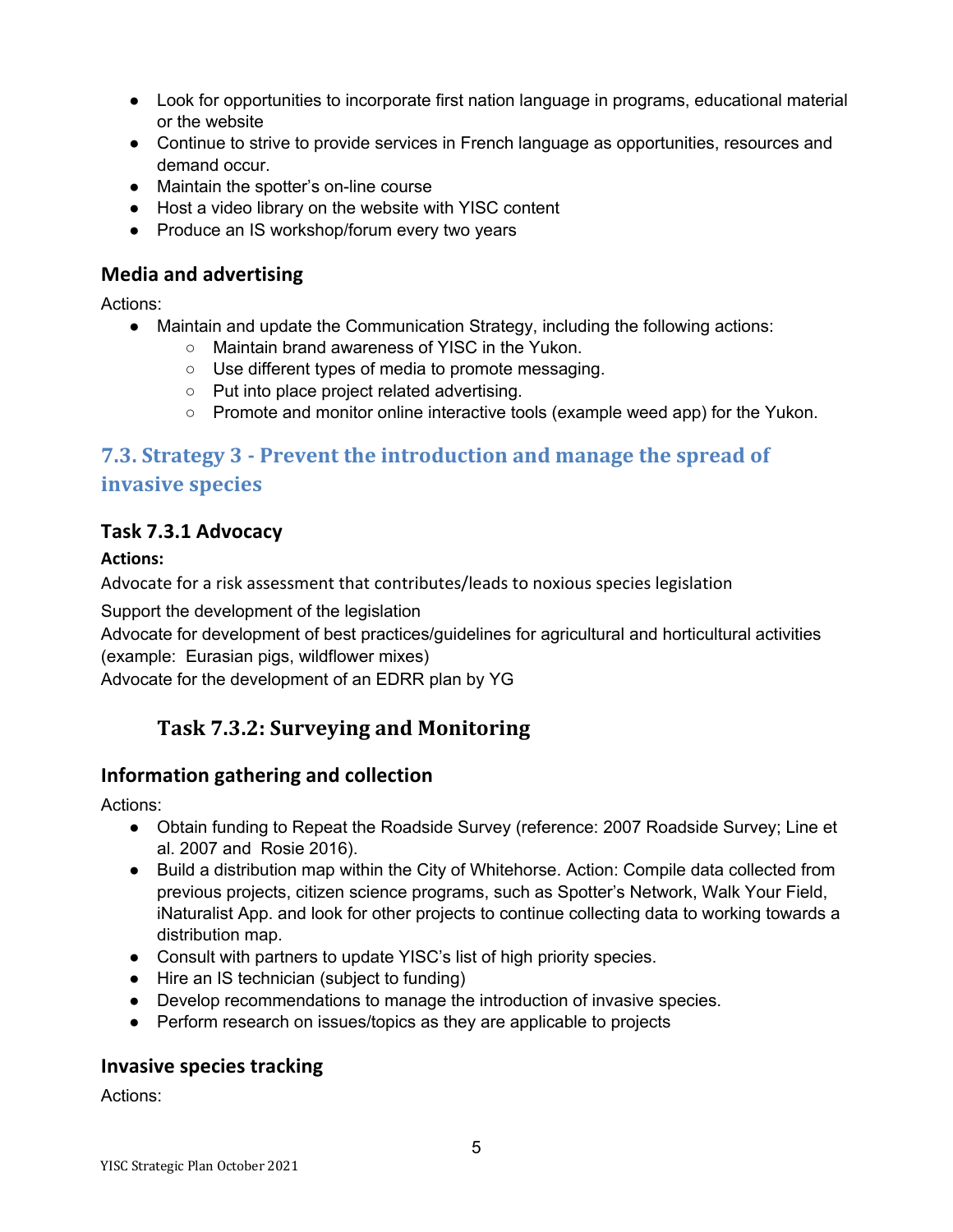- Look for opportunities to incorporate first nation language in programs, educational material or the website
- Continue to strive to provide services in French language as opportunities, resources and demand occur.
- Maintain the spotter's on-line course
- Host a video library on the website with YISC content
- Produce an IS workshop/forum every two years

### Media and advertising

Actions:

- Maintain and update the Communication Strategy, including the following actions:
  - Maintain brand awareness of YISC in the Yukon.
  - Use different types of media to promote messaging.
  - Put into place project related advertising.
  - Promote and monitor online interactive tools (example weed app) for the Yukon.

## 7.3. Strategy 3 - Prevent the introduction and manage the spread of invasive species

### Task 7.3.1 Advocacy

**Actions:**

Advocate for a risk assessment that contributes/leads to noxious species legislation

Support the development of the legislation

Advocate for development of best practices/guidelines for agricultural and horticultural activities (example: Eurasian pigs, wildflower mixes)

Advocate for the development of an EDRR plan by YG

### Task 7.3.2: Surveying and Monitoring

### Information gathering and collection

Actions:

- Obtain funding to Repeat the Roadside Survey (reference: 2007 Roadside Survey; Line et al. 2007 and Rosie 2016).
- Build a distribution map within the City of Whitehorse. Action: Compile data collected from previous projects, citizen science programs, such as Spotter's Network, Walk Your Field, iNaturalist App. and look for other projects to continue collecting data to working towards a distribution map.
- Consult with partners to update YISC's list of high priority species.
- Hire an IS technician (subject to funding)
- Develop recommendations to manage the introduction of invasive species.
- Perform research on issues/topics as they are applicable to projects

### Invasive species tracking

Actions: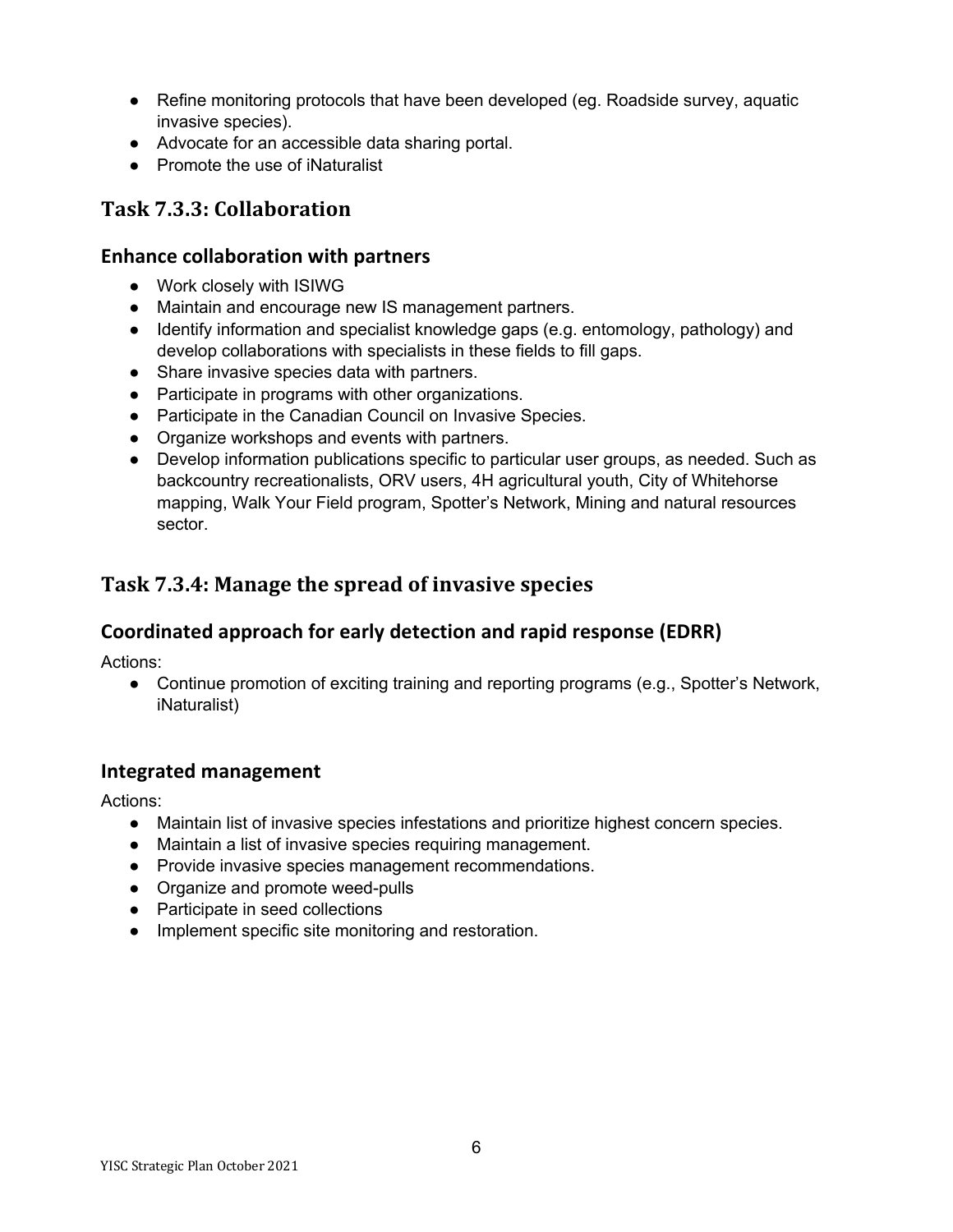- Refine monitoring protocols that have been developed (eg. Roadside survey, aquatic invasive species).
- Advocate for an accessible data sharing portal.
- Promote the use of iNaturalist

## Task 7.3.3: Collaboration

### Enhance collaboration with partners

- Work closely with ISIWG
- Maintain and encourage new IS management partners.
- Identify information and specialist knowledge gaps (e.g. entomology, pathology) and develop collaborations with specialists in these fields to fill gaps.
- Share invasive species data with partners.
- Participate in programs with other organizations.
- Participate in the Canadian Council on Invasive Species.
- Organize workshops and events with partners.
- Develop information publications specific to particular user groups, as needed. Such as backcountry recreationalists, ORV users, 4H agricultural youth, City of Whitehorse mapping, Walk Your Field program, Spotter's Network, Mining and natural resources sector.

## Task 7.3.4: Manage the spread of invasive species

### Coordinated approach for early detection and rapid response (EDRR)

Actions:

- Continue promotion of exciting training and reporting programs (e.g., Spotter's Network, iNaturalist)

### Integrated management

Actions:

- Maintain list of invasive species infestations and prioritize highest concern species.
- Maintain a list of invasive species requiring management.
- Provide invasive species management recommendations.
- Organize and promote weed-pulls
- Participate in seed collections
- Implement specific site monitoring and restoration.